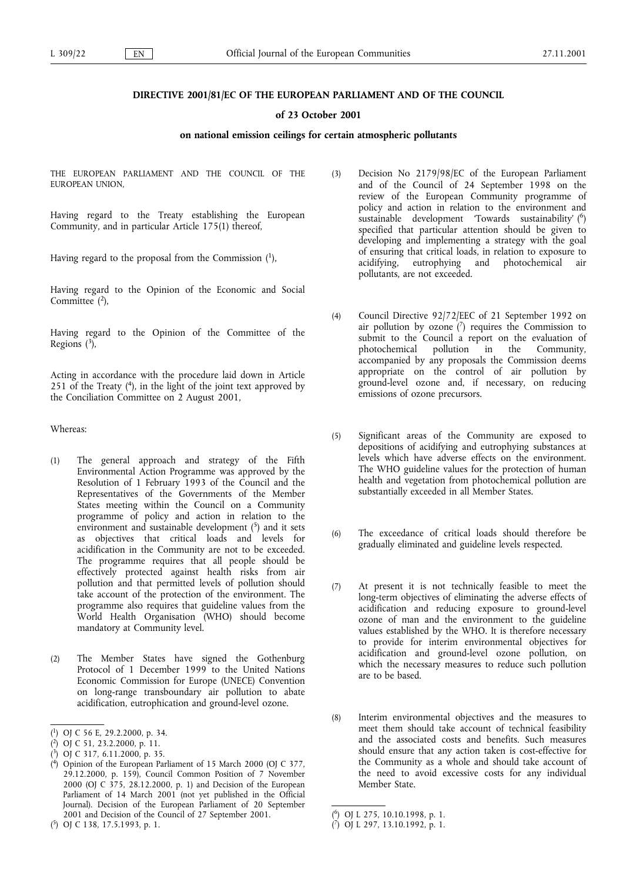**DIRECTIVE 2001/81/EC OF THE EUROPEAN PARLIAMENT AND OF THE COUNCIL**

**of 23 October 2001**

**on national emission ceilings for certain atmospheric pollutants**

THE EUROPEAN PARLIAMENT AND THE COUNCIL OF THE EUROPEAN UNION,

Having regard to the Treaty establishing the European Community, and in particular Article 175(1) thereof,

Having regard to the proposal from the Commission ([1]),

Having regard to the Opinion of the Economic and Social Committee ([2]),

Having regard to the Opinion of the Committee of the Regions ([3]),

Acting in accordance with the procedure laid down in Article 251 of the Treaty ([4]), in the light of the joint text approved by the Conciliation Committee on 2 August 2001,

Whereas:

(1) The general approach and strategy of the Fifth Environmental Action Programme was approved by the Resolution of 1 February 1993 of the Council and the Representatives of the Governments of the Member States meeting within the Council on a Community programme of policy and action in relation to the environment and sustainable development ([5]) and it sets as objectives that critical loads and levels for acidification in the Community are not to be exceeded. The programme requires that all people should be effectively protected against health risks from air pollution and that permitted levels of pollution should take account of the protection of the environment. The programme also requires that guideline values from the World Health Organisation (WHO) should become mandatory at Community level.

(2) The Member States have signed the Gothenburg Protocol of 1 December 1999 to the United Nations Economic Commission for Europe (UNECE) Convention on long-range transboundary air pollution to abate acidification, eutrophication and ground-level ozone.

(3) Decision No 2179/98/EC of the European Parliament and of the Council of 24 September 1998 on the review of the European Community programme of policy and action in relation to the environment and sustainable development 'Towards sustainability' ([6]) specified that particular attention should be given to developing and implementing a strategy with the goal of ensuring that critical loads, in relation to exposure to acidifying, eutrophying and photochemical air pollutants, are not exceeded.

(4) Council Directive 92/72/EEC of 21 September 1992 on air pollution by ozone ([7]) requires the Commission to submit to the Council a report on the evaluation of photochemical pollution in the Community, accompanied by any proposals the Commission deems appropriate on the control of air pollution by ground-level ozone and, if necessary, on reducing emissions of ozone precursors.

(5) Significant areas of the Community are exposed to depositions of acidifying and eutrophying substances at levels which have adverse effects on the environment. The WHO guideline values for the protection of human health and vegetation from photochemical pollution are substantially exceeded in all Member States.

(6) The exceedance of critical loads should therefore be gradually eliminated and guideline levels respected.

(7) At present it is not technically feasible to meet the long-term objectives of eliminating the adverse effects of acidification and reducing exposure to ground-level ozone of man and the environment to the guideline values established by the WHO. It is therefore necessary to provide for interim environmental objectives for acidification and ground-level ozone pollution, on which the necessary measures to reduce such pollution are to be based.

(8) Interim environmental objectives and the measures to meet them should take account of technical feasibility and the associated costs and benefits. Such measures should ensure that any action taken is cost-effective for the Community as a whole and should take account of the need to avoid excessive costs for any individual Member State.

---

([1]) OJ C 56 E, 29.2.2000, p. 34.

([2]) OJ C 51, 23.2.2000, p. 11.

([3]) OJ C 317, 6.11.2000, p. 35.

([4]) Opinion of the European Parliament of 15 March 2000 (OJ C 377, 29.12.2000, p. 159), Council Common Position of 7 November 2000 (OJ C 375, 28.12.2000, p. 1) and Decision of the European Parliament of 14 March 2001 (not yet published in the Official Journal). Decision of the European Parliament of 20 September 2001 and Decision of the Council of 27 September 2001.

([5]) OJ C 138, 17.5.1993, p. 1.

([6]) OJ L 275, 10.10.1998, p. 1.

([7]) OJ L 297, 13.10.1992, p. 1.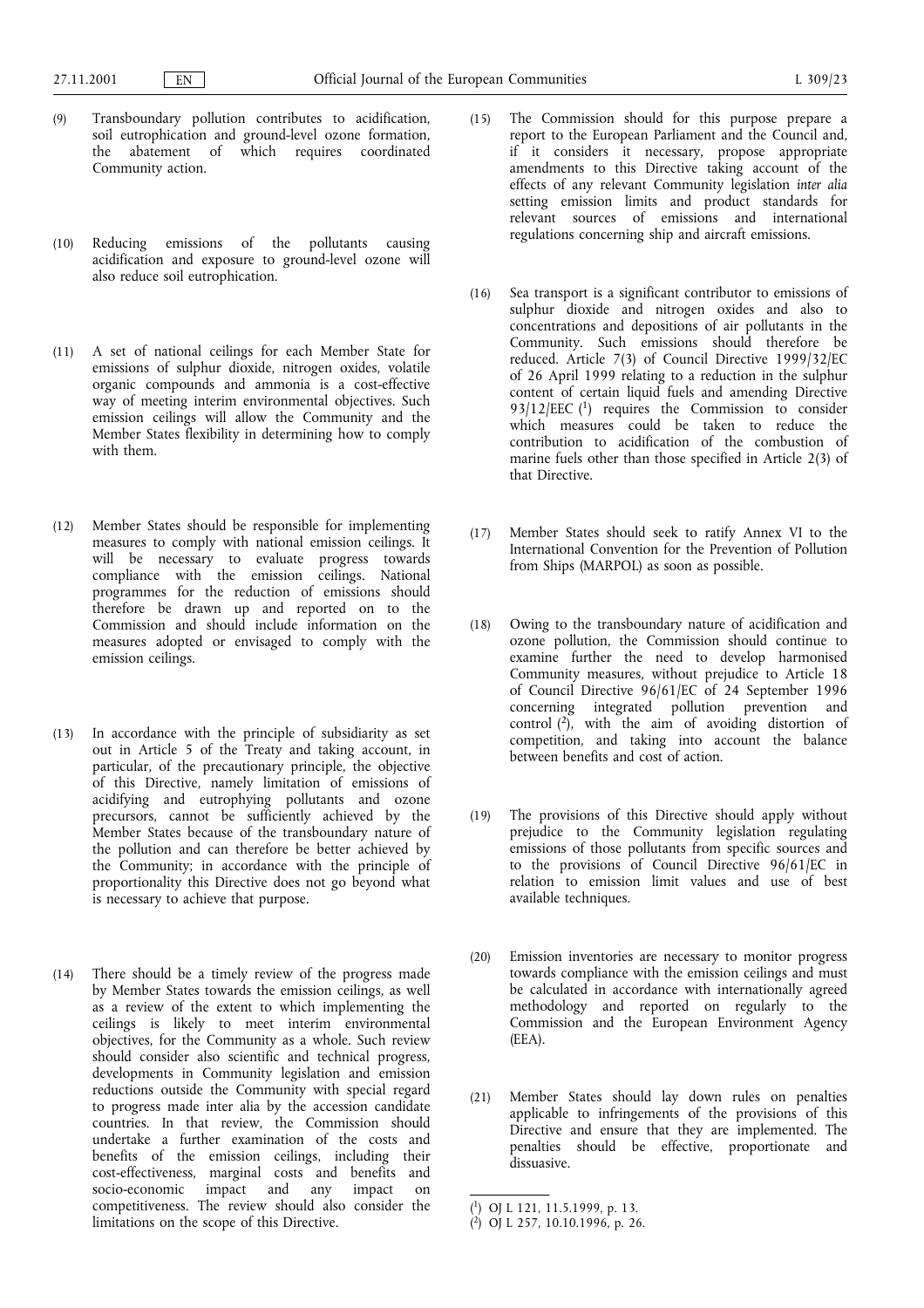(9) Transboundary pollution contributes to acidification, soil eutrophication and ground-level ozone formation, the abatement of which requires coordinated Community action.

(10) Reducing emissions of the pollutants causing acidification and exposure to ground-level ozone will also reduce soil eutrophication.

(11) A set of national ceilings for each Member State for emissions of sulphur dioxide, nitrogen oxides, volatile organic compounds and ammonia is a cost-effective way of meeting interim environmental objectives. Such emission ceilings will allow the Community and the Member States flexibility in determining how to comply with them.

(12) Member States should be responsible for implementing measures to comply with national emission ceilings. It will be necessary to evaluate progress towards compliance with the emission ceilings. National programmes for the reduction of emissions should therefore be drawn up and reported on to the Commission and should include information on the measures adopted or envisaged to comply with the emission ceilings.

(13) In accordance with the principle of subsidiarity as set out in Article 5 of the Treaty and taking account, in particular, of the precautionary principle, the objective of this Directive, namely limitation of emissions of acidifying and eutrophying pollutants and ozone precursors, cannot be sufficiently achieved by the Member States because of the transboundary nature of the pollution and can therefore be better achieved by the Community; in accordance with the principle of proportionality this Directive does not go beyond what is necessary to achieve that purpose.

(14) There should be a timely review of the progress made by Member States towards the emission ceilings, as well as a review of the extent to which implementing the ceilings is likely to meet interim environmental objectives, for the Community as a whole. Such review should consider also scientific and technical progress, developments in Community legislation and emission reductions outside the Community with special regard to progress made inter alia by the accession candidate countries. In that review, the Commission should undertake a further examination of the costs and benefits of the emission ceilings, including their cost-effectiveness, marginal costs and benefits and socio-economic impact and any impact on competitiveness. The review should also consider the limitations on the scope of this Directive.

(15) The Commission should for this purpose prepare a report to the European Parliament and the Council and, if it considers it necessary, propose appropriate amendments to this Directive taking account of the effects of any relevant Community legislation *inter alia* setting emission limits and product standards for relevant sources of emissions and international regulations concerning ship and aircraft emissions.

(16) Sea transport is a significant contributor to emissions of sulphur dioxide and nitrogen oxides and also to concentrations and depositions of air pollutants in the Community. Such emissions should therefore be reduced. Article 7(3) of Council Directive 1999/32/EC of 26 April 1999 relating to a reduction in the sulphur content of certain liquid fuels and amending Directive 93/12/EEC [1] requires the Commission to consider which measures could be taken to reduce the contribution to acidification of the combustion of marine fuels other than those specified in Article 2(3) of that Directive.

(17) Member States should seek to ratify Annex VI to the International Convention for the Prevention of Pollution from Ships (MARPOL) as soon as possible.

(18) Owing to the transboundary nature of acidification and ozone pollution, the Commission should continue to examine further the need to develop harmonised Community measures, without prejudice to Article 18 of Council Directive 96/61/EC of 24 September 1996 concerning integrated pollution prevention and control [2], with the aim of avoiding distortion of competition, and taking into account the balance between benefits and cost of action.

(19) The provisions of this Directive should apply without prejudice to the Community legislation regulating emissions of those pollutants from specific sources and to the provisions of Council Directive 96/61/EC in relation to emission limit values and use of best available techniques.

(20) Emission inventories are necessary to monitor progress towards compliance with the emission ceilings and must be calculated in accordance with internationally agreed methodology and reported on regularly to the Commission and the European Environment Agency (EEA).

(21) Member States should lay down rules on penalties applicable to infringements of the provisions of this Directive and ensure that they are implemented. The penalties should be effective, proportionate and dissuasive.

---

[1] OJ L 121, 11.5.1999, p. 13.

[2] OJ L 257, 10.10.1996, p. 26.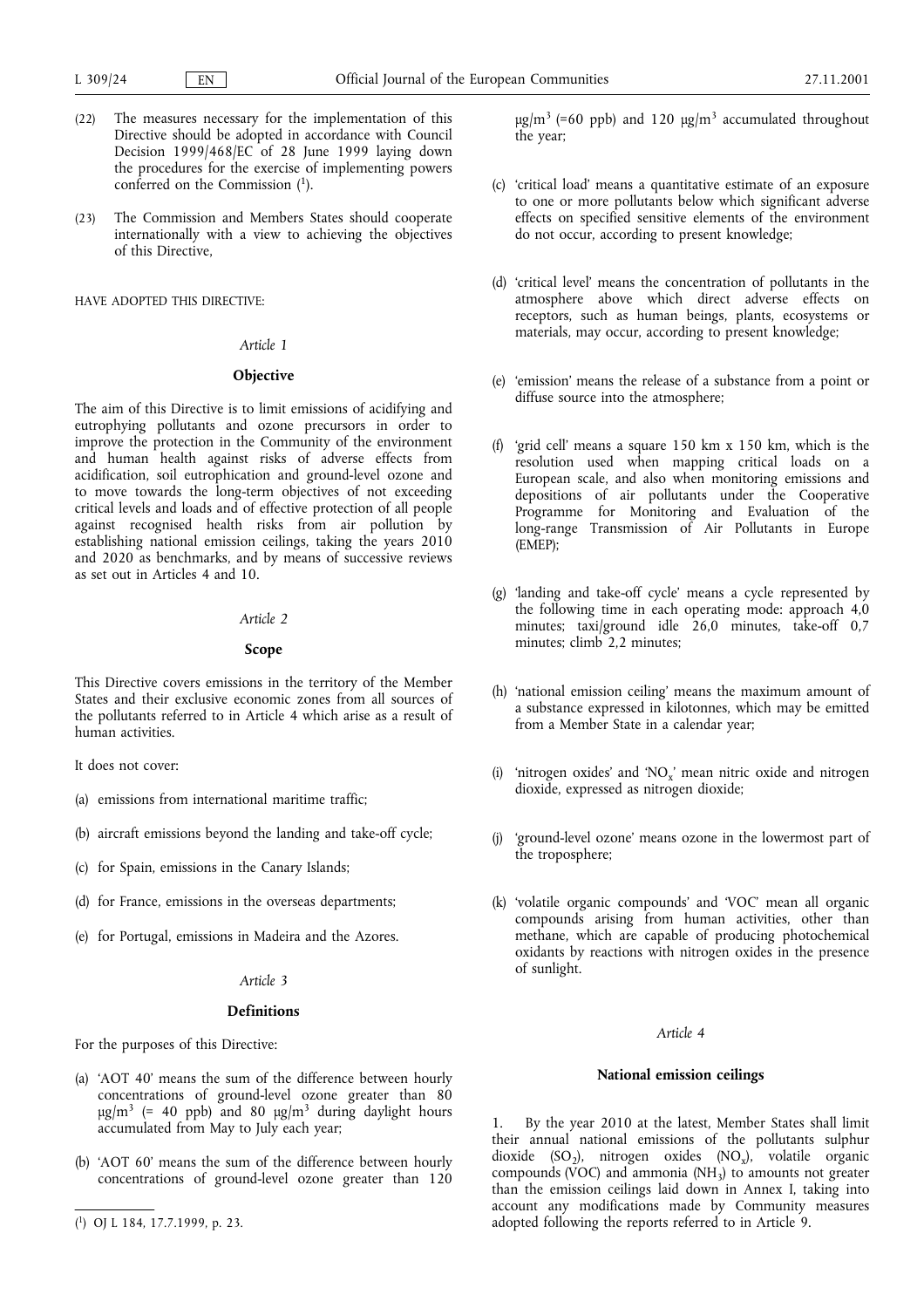(22) The measures necessary for the implementation of this Directive should be adopted in accordance with Council Decision 1999/468/EC of 28 June 1999 laying down the procedures for the exercise of implementing powers conferred on the Commission [1].

(23) The Commission and Members States should cooperate internationally with a view to achieving the objectives of this Directive,

HAVE ADOPTED THIS DIRECTIVE:

*Article 1*

**Objective**

The aim of this Directive is to limit emissions of acidifying and eutrophying pollutants and ozone precursors in order to improve the protection in the Community of the environment and human health against risks of adverse effects from acidification, soil eutrophication and ground-level ozone and to move towards the long-term objectives of not exceeding critical levels and loads and of effective protection of all people against recognised health risks from air pollution by establishing national emission ceilings, taking the years 2010 and 2020 as benchmarks, and by means of successive reviews as set out in Articles 4 and 10.

*Article 2*

**Scope**

This Directive covers emissions in the territory of the Member States and their exclusive economic zones from all sources of the pollutants referred to in Article 4 which arise as a result of human activities.

It does not cover:

(a) emissions from international maritime traffic;

(b) aircraft emissions beyond the landing and take-off cycle;

(c) for Spain, emissions in the Canary Islands;

(d) for France, emissions in the overseas departments;

(e) for Portugal, emissions in Madeira and the Azores.

*Article 3*

**Definitions**

For the purposes of this Directive:

(a) 'AOT 40' means the sum of the difference between hourly concentrations of ground-level ozone greater than 80 $\mu g/m^3$ (= 40 ppb) and 80 $\mu g/m^3$ during daylight hours accumulated from May to July each year;

(b) 'AOT 60' means the sum of the difference between hourly concentrations of ground-level ozone greater than 120 $\mu g/m^3$ (=60 ppb) and 120 $\mu g/m^3$ accumulated throughout the year;

(c) 'critical load' means a quantitative estimate of an exposure to one or more pollutants below which significant adverse effects on specified sensitive elements of the environment do not occur, according to present knowledge;

(d) 'critical level' means the concentration of pollutants in the atmosphere above which direct adverse effects on receptors, such as human beings, plants, ecosystems or materials, may occur, according to present knowledge;

(e) 'emission' means the release of a substance from a point or diffuse source into the atmosphere;

(f) 'grid cell' means a square 150 km x 150 km, which is the resolution used when mapping critical loads on a European scale, and also when monitoring emissions and depositions of air pollutants under the Cooperative Programme for Monitoring and Evaluation of the long-range Transmission of Air Pollutants in Europe (EMEP);

(g) 'landing and take-off cycle' means a cycle represented by the following time in each operating mode: approach 4,0 minutes; taxi/ground idle 26,0 minutes, take-off 0,7 minutes; climb 2,2 minutes;

(h) 'national emission ceiling' means the maximum amount of a substance expressed in kilotonnes, which may be emitted from a Member State in a calendar year;

(i) 'nitrogen oxides' and '$NO_x$' mean nitric oxide and nitrogen dioxide, expressed as nitrogen dioxide;

(j) 'ground-level ozone' means ozone in the lowermost part of the troposphere;

(k) 'volatile organic compounds' and 'VOC' mean all organic compounds arising from human activities, other than methane, which are capable of producing photochemical oxidants by reactions with nitrogen oxides in the presence of sunlight.

*Article 4*

**National emission ceilings**

1. By the year 2010 at the latest, Member States shall limit their annual national emissions of the pollutants sulphur dioxide ($SO_2$), nitrogen oxides ($NO_x$), volatile organic compounds (VOC) and ammonia ($NH_3$) to amounts not greater than the emission ceilings laid down in Annex I, taking into account any modifications made by Community measures adopted following the reports referred to in Article 9.

[1] OJ L 184, 17.7.1999, p. 23.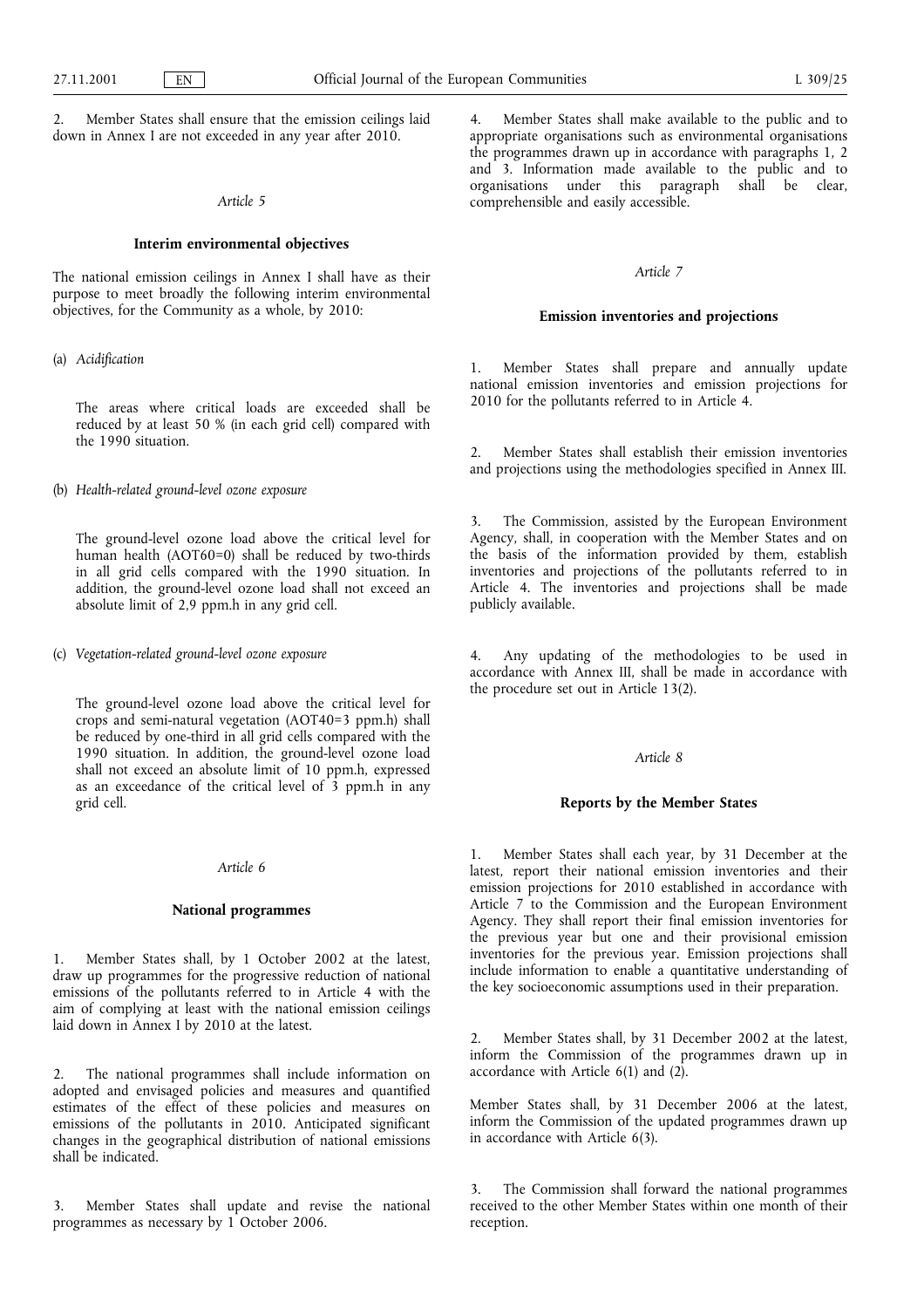2. Member States shall ensure that the emission ceilings laid down in Annex I are not exceeded in any year after 2010.

*Article 5*

**Interim environmental objectives**

The national emission ceilings in Annex I shall have as their purpose to meet broadly the following interim environmental objectives, for the Community as a whole, by 2010:

(a) *Acidification*

The areas where critical loads are exceeded shall be reduced by at least 50 % (in each grid cell) compared with the 1990 situation.

(b) *Health-related ground-level ozone exposure*

The ground-level ozone load above the critical level for human health (AOT60=0) shall be reduced by two-thirds in all grid cells compared with the 1990 situation. In addition, the ground-level ozone load shall not exceed an absolute limit of 2,9 ppm.h in any grid cell.

(c) *Vegetation-related ground-level ozone exposure*

The ground-level ozone load above the critical level for crops and semi-natural vegetation (AOT40=3 ppm.h) shall be reduced by one-third in all grid cells compared with the 1990 situation. In addition, the ground-level ozone load shall not exceed an absolute limit of 10 ppm.h, expressed as an exceedance of the critical level of 3 ppm.h in any grid cell.

*Article 6*

**National programmes**

1. Member States shall, by 1 October 2002 at the latest, draw up programmes for the progressive reduction of national emissions of the pollutants referred to in Article 4 with the aim of complying at least with the national emission ceilings laid down in Annex I by 2010 at the latest.

2. The national programmes shall include information on adopted and envisaged policies and measures and quantified estimates of the effect of these policies and measures on emissions of the pollutants in 2010. Anticipated significant changes in the geographical distribution of national emissions shall be indicated.

3. Member States shall update and revise the national programmes as necessary by 1 October 2006.

4. Member States shall make available to the public and to appropriate organisations such as environmental organisations the programmes drawn up in accordance with paragraphs 1, 2 and 3. Information made available to the public and to organisations under this paragraph shall be clear, comprehensible and easily accessible.

*Article 7*

**Emission inventories and projections**

1. Member States shall prepare and annually update national emission inventories and emission projections for 2010 for the pollutants referred to in Article 4.

2. Member States shall establish their emission inventories and projections using the methodologies specified in Annex III.

3. The Commission, assisted by the European Environment Agency, shall, in cooperation with the Member States and on the basis of the information provided by them, establish inventories and projections of the pollutants referred to in Article 4. The inventories and projections shall be made publicly available.

4. Any updating of the methodologies to be used in accordance with Annex III, shall be made in accordance with the procedure set out in Article 13(2).

*Article 8*

**Reports by the Member States**

1. Member States shall each year, by 31 December at the latest, report their national emission inventories and their emission projections for 2010 established in accordance with Article 7 to the Commission and the European Environment Agency. They shall report their final emission inventories for the previous year but one and their provisional emission inventories for the previous year. Emission projections shall include information to enable a quantitative understanding of the key socioeconomic assumptions used in their preparation.

2. Member States shall, by 31 December 2002 at the latest, inform the Commission of the programmes drawn up in accordance with Article 6(1) and (2).

Member States shall, by 31 December 2006 at the latest, inform the Commission of the updated programmes drawn up in accordance with Article 6(3).

3. The Commission shall forward the national programmes received to the other Member States within one month of their reception.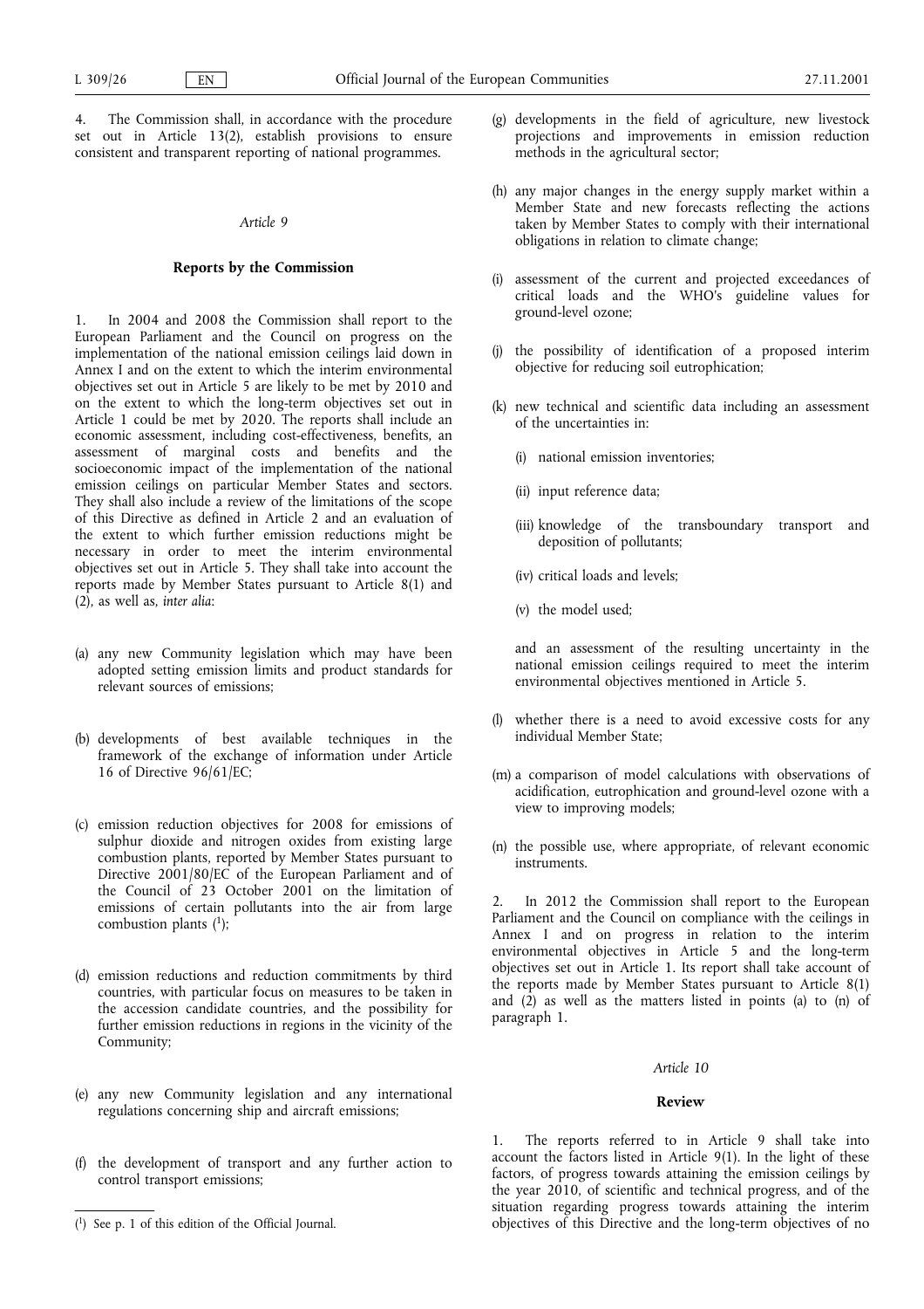4. The Commission shall, in accordance with the procedure set out in Article 13(2), establish provisions to ensure consistent and transparent reporting of national programmes.

*Article 9*

**Reports by the Commission**

1. In 2004 and 2008 the Commission shall report to the European Parliament and the Council on progress on the implementation of the national emission ceilings laid down in Annex I and on the extent to which the interim environmental objectives set out in Article 5 are likely to be met by 2010 and on the extent to which the long-term objectives set out in Article 1 could be met by 2020. The reports shall include an economic assessment, including cost-effectiveness, benefits, an assessment of marginal costs and benefits and the socioeconomic impact of the implementation of the national emission ceilings on particular Member States and sectors. They shall also include a review of the limitations of the scope of this Directive as defined in Article 2 and an evaluation of the extent to which further emission reductions might be necessary in order to meet the interim environmental objectives set out in Article 5. They shall take into account the reports made by Member States pursuant to Article 8(1) and (2), as well as, *inter alia*:

(a) any new Community legislation which may have been adopted setting emission limits and product standards for relevant sources of emissions;

(b) developments of best available techniques in the framework of the exchange of information under Article 16 of Directive 96/61/EC;

(c) emission reduction objectives for 2008 for emissions of sulphur dioxide and nitrogen oxides from existing large combustion plants, reported by Member States pursuant to Directive 2001/80/EC of the European Parliament and of the Council of 23 October 2001 on the limitation of emissions of certain pollutants into the air from large combustion plants [1];

(d) emission reductions and reduction commitments by third countries, with particular focus on measures to be taken in the accession candidate countries, and the possibility for further emission reductions in regions in the vicinity of the Community;

(e) any new Community legislation and any international regulations concerning ship and aircraft emissions;

(f) the development of transport and any further action to control transport emissions;

(g) developments in the field of agriculture, new livestock projections and improvements in emission reduction methods in the agricultural sector;

(h) any major changes in the energy supply market within a Member State and new forecasts reflecting the actions taken by Member States to comply with their international obligations in relation to climate change;

(i) assessment of the current and projected exceedances of critical loads and the WHO's guideline values for ground-level ozone;

(j) the possibility of identification of a proposed interim objective for reducing soil eutrophication;

(k) new technical and scientific data including an assessment of the uncertainties in:

   (i) national emission inventories;

   (ii) input reference data;

   (iii) knowledge of the transboundary transport and deposition of pollutants;

   (iv) critical loads and levels;

   (v) the model used;

   and an assessment of the resulting uncertainty in the national emission ceilings required to meet the interim environmental objectives mentioned in Article 5.

(l) whether there is a need to avoid excessive costs for any individual Member State;

(m) a comparison of model calculations with observations of acidification, eutrophication and ground-level ozone with a view to improving models;

(n) the possible use, where appropriate, of relevant economic instruments.

2. In 2012 the Commission shall report to the European Parliament and the Council on compliance with the ceilings in Annex I and on progress in relation to the interim environmental objectives in Article 5 and the long-term objectives set out in Article 1. Its report shall take account of the reports made by Member States pursuant to Article 8(1) and (2) as well as the matters listed in points (a) to (n) of paragraph 1.

*Article 10*

**Review**

1. The reports referred to in Article 9 shall take into account the factors listed in Article 9(1). In the light of these factors, of progress towards attaining the emission ceilings by the year 2010, of scientific and technical progress, and of the situation regarding progress towards attaining the interim objectives of this Directive and the long-term objectives of no

[1] See p. 1 of this edition of the Official Journal.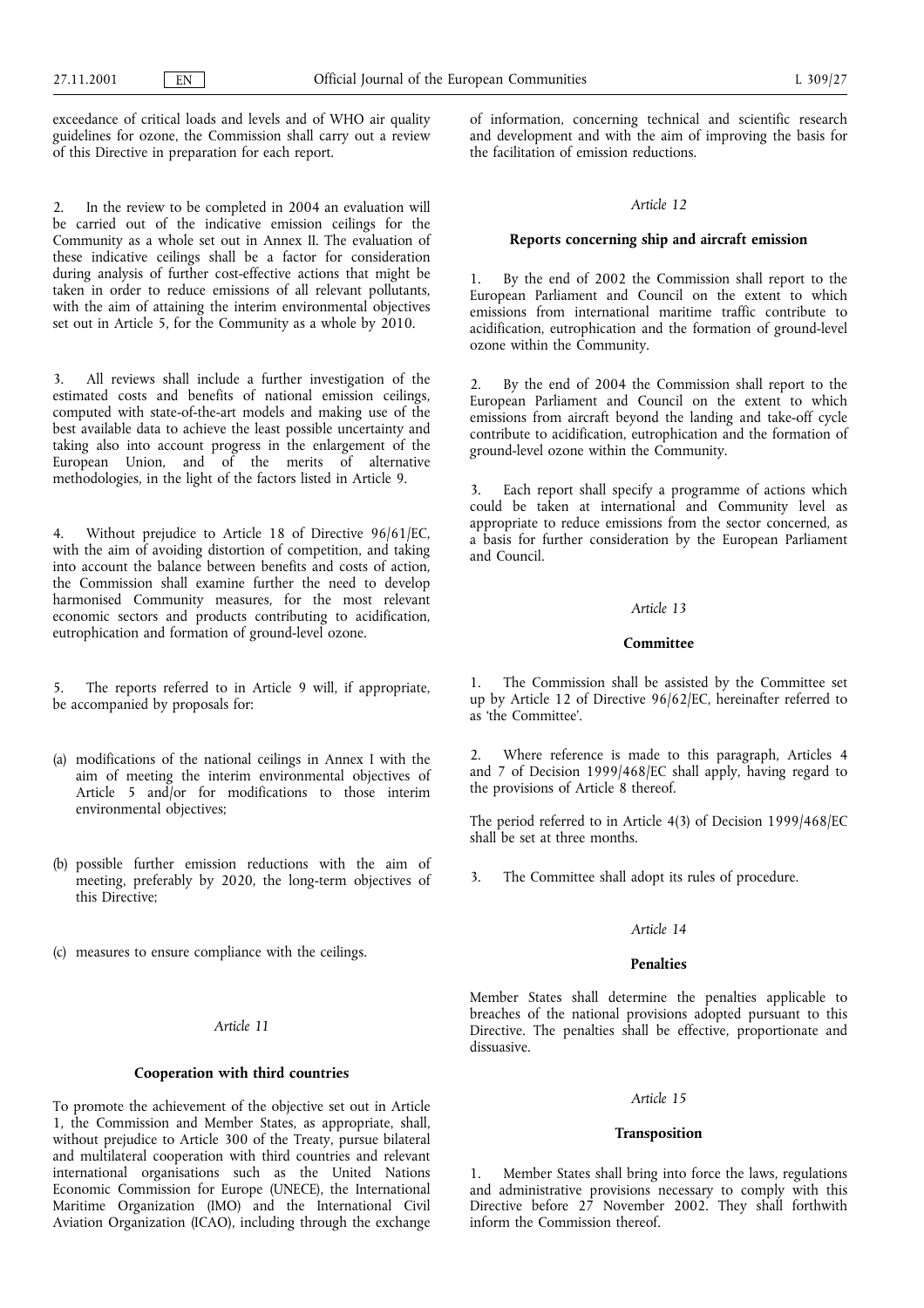exceedance of critical loads and levels and of WHO air quality guidelines for ozone, the Commission shall carry out a review of this Directive in preparation for each report.

2. In the review to be completed in 2004 an evaluation will be carried out of the indicative emission ceilings for the Community as a whole set out in Annex II. The evaluation of these indicative ceilings shall be a factor for consideration during analysis of further cost-effective actions that might be taken in order to reduce emissions of all relevant pollutants, with the aim of attaining the interim environmental objectives set out in Article 5, for the Community as a whole by 2010.

3. All reviews shall include a further investigation of the estimated costs and benefits of national emission ceilings, computed with state-of-the-art models and making use of the best available data to achieve the least possible uncertainty and taking also into account progress in the enlargement of the European Union, and of the merits of alternative methodologies, in the light of the factors listed in Article 9.

4. Without prejudice to Article 18 of Directive 96/61/EC, with the aim of avoiding distortion of competition, and taking into account the balance between benefits and costs of action, the Commission shall examine further the need to develop harmonised Community measures, for the most relevant economic sectors and products contributing to acidification, eutrophication and formation of ground-level ozone.

5. The reports referred to in Article 9 will, if appropriate, be accompanied by proposals for:

(a) modifications of the national ceilings in Annex I with the aim of meeting the interim environmental objectives of Article 5 and/or for modifications to those interim environmental objectives;

(b) possible further emission reductions with the aim of meeting, preferably by 2020, the long-term objectives of this Directive;

(c) measures to ensure compliance with the ceilings.

*Article 11*

**Cooperation with third countries**

To promote the achievement of the objective set out in Article 1, the Commission and Member States, as appropriate, shall, without prejudice to Article 300 of the Treaty, pursue bilateral and multilateral cooperation with third countries and relevant international organisations such as the United Nations Economic Commission for Europe (UNECE), the International Maritime Organization (IMO) and the International Civil Aviation Organization (ICAO), including through the exchange of information, concerning technical and scientific research and development and with the aim of improving the basis for the facilitation of emission reductions.

*Article 12*

**Reports concerning ship and aircraft emission**

1. By the end of 2002 the Commission shall report to the European Parliament and Council on the extent to which emissions from international maritime traffic contribute to acidification, eutrophication and the formation of ground-level ozone within the Community.

2. By the end of 2004 the Commission shall report to the European Parliament and Council on the extent to which emissions from aircraft beyond the landing and take-off cycle contribute to acidification, eutrophication and the formation of ground-level ozone within the Community.

3. Each report shall specify a programme of actions which could be taken at international and Community level as appropriate to reduce emissions from the sector concerned, as a basis for further consideration by the European Parliament and Council.

*Article 13*

**Committee**

1. The Commission shall be assisted by the Committee set up by Article 12 of Directive 96/62/EC, hereinafter referred to as 'the Committee'.

2. Where reference is made to this paragraph, Articles 4 and 7 of Decision 1999/468/EC shall apply, having regard to the provisions of Article 8 thereof.

The period referred to in Article 4(3) of Decision 1999/468/EC shall be set at three months.

3. The Committee shall adopt its rules of procedure.

*Article 14*

**Penalties**

Member States shall determine the penalties applicable to breaches of the national provisions adopted pursuant to this Directive. The penalties shall be effective, proportionate and dissuasive.

*Article 15*

**Transposition**

1. Member States shall bring into force the laws, regulations and administrative provisions necessary to comply with this Directive before 27 November 2002. They shall forthwith inform the Commission thereof.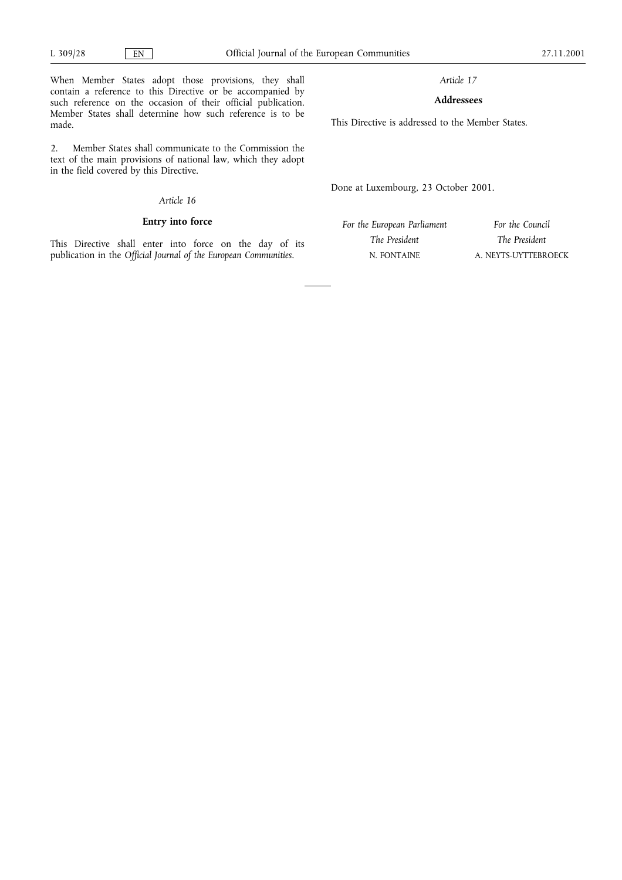When Member States adopt those provisions, they shall contain a reference to this Directive or be accompanied by such reference on the occasion of their official publication. Member States shall determine how such reference is to be made.

2. Member States shall communicate to the Commission the text of the main provisions of national law, which they adopt in the field covered by this Directive.

*Article 16*

**Entry into force**

This Directive shall enter into force on the day of its publication in the *Official Journal of the European Communities*.

*Article 17*

**Addressees**

This Directive is addressed to the Member States.

Done at Luxembourg, 23 October 2001.

| *For the European Parliament* | *For the Council* |
|---|---|
| *The President* | *The President* |
| N. FONTAINE | A. NEYTS-UYTTEBROECK |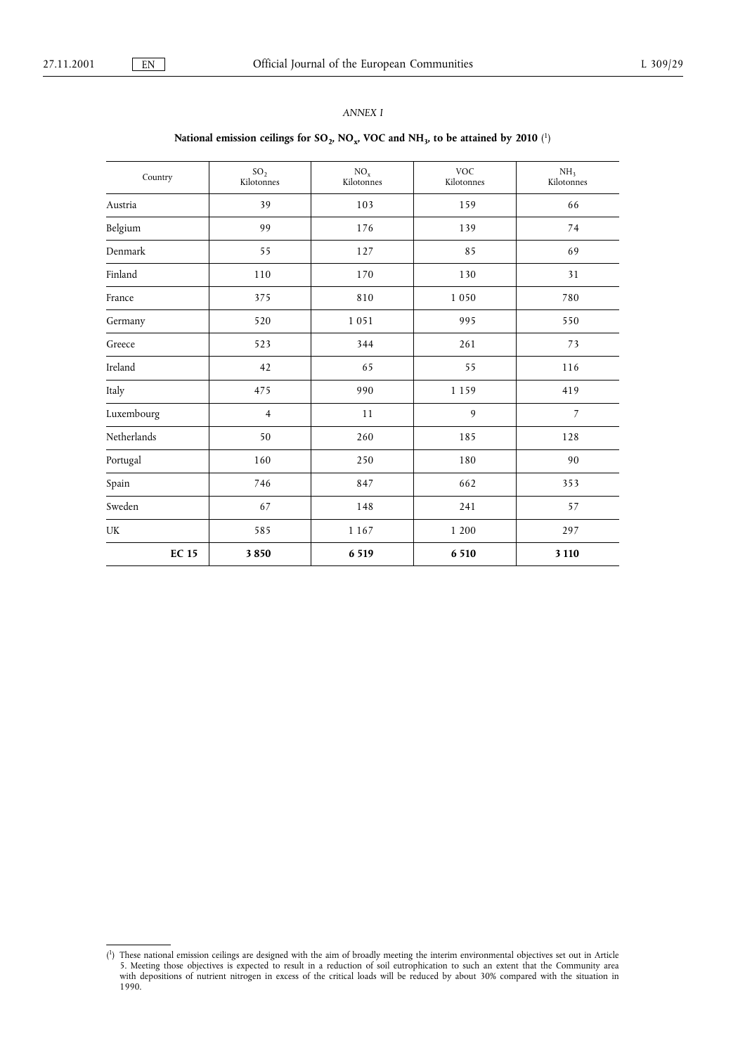*ANNEX I*

**National emission ceilings for $SO_2$, $NO_x$, VOC and $NH_3$, to be attained by 2010** [1]

| Country | $SO_2$ Kilotonnes | $NO_x$ Kilotonnes | VOC Kilotonnes | $NH_3$ Kilotonnes |
|---|---|---|---|---|
| Austria | 39 | 103 | 159 | 66 |
| Belgium | 99 | 176 | 139 | 74 |
| Denmark | 55 | 127 | 85 | 69 |
| Finland | 110 | 170 | 130 | 31 |
| France | 375 | 810 | 1 050 | 780 |
| Germany | 520 | 1 051 | 995 | 550 |
| Greece | 523 | 344 | 261 | 73 |
| Ireland | 42 | 65 | 55 | 116 |
| Italy | 475 | 990 | 1 159 | 419 |
| Luxembourg | 4 | 11 | 9 | 7 |
| Netherlands | 50 | 260 | 185 | 128 |
| Portugal | 160 | 250 | 180 | 90 |
| Spain | 746 | 847 | 662 | 353 |
| Sweden | 67 | 148 | 241 | 57 |
| UK | 585 | 1 167 | 1 200 | 297 |
| **EC 15** | **3 850** | **6 519** | **6 510** | **3 110** |

[1] These national emission ceilings are designed with the aim of broadly meeting the interim environmental objectives set out in Article 5. Meeting those objectives is expected to result in a reduction of soil eutrophication to such an extent that the Community area with depositions of nutrient nitrogen in excess of the critical loads will be reduced by about 30% compared with the situation in 1990.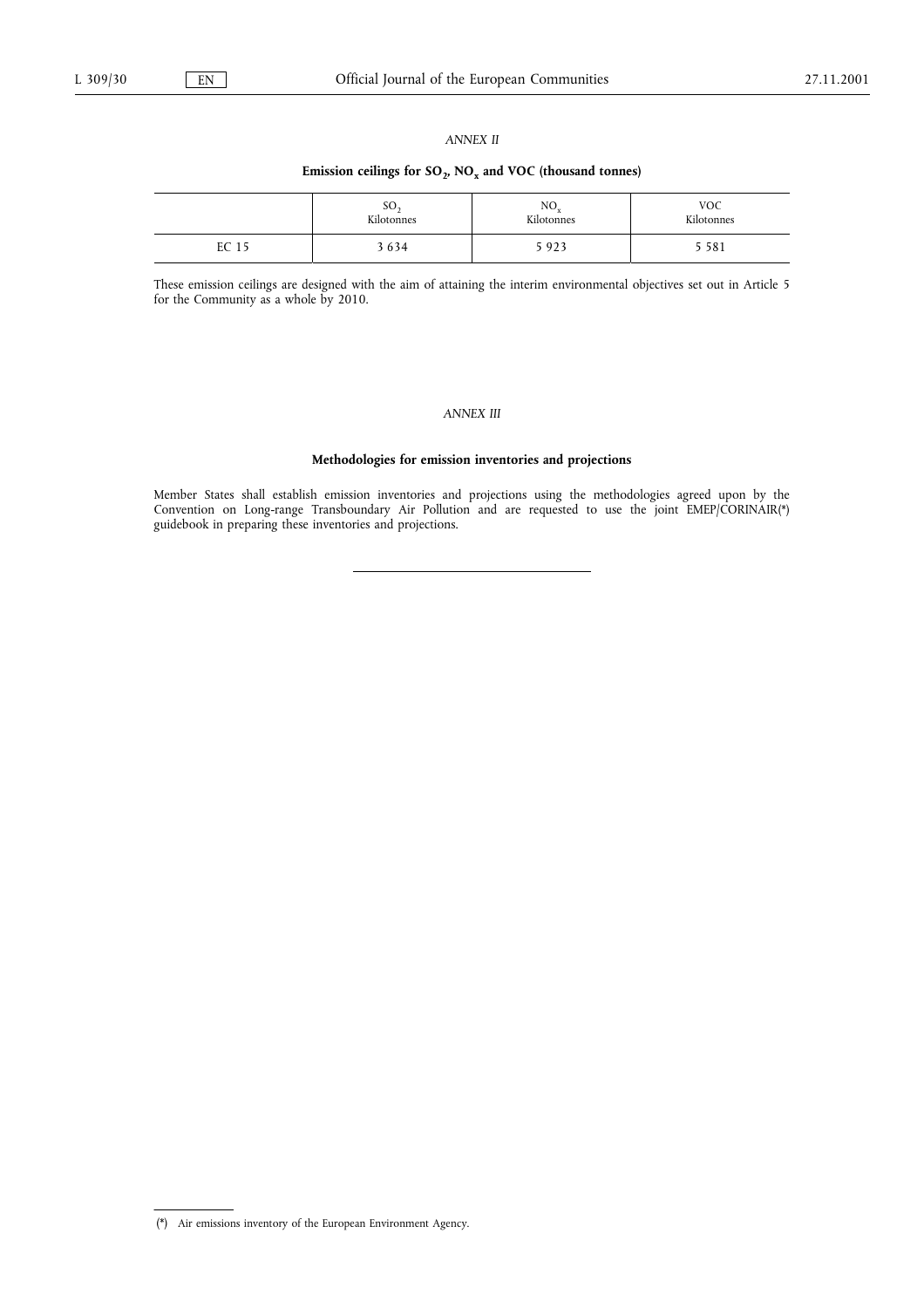*ANNEX II*

**Emission ceilings for $SO_2$, $NO_x$ and VOC (thousand tonnes)**

| | $SO_2$ Kilotonnes | $NO_x$ Kilotonnes | VOC Kilotonnes |
|---|---|---|---|
| EC 15 | 3 634 | 5 923 | 5 581 |

These emission ceilings are designed with the aim of attaining the interim environmental objectives set out in Article 5 for the Community as a whole by 2010.

*ANNEX III*

**Methodologies for emission inventories and projections**

Member States shall establish emission inventories and projections using the methodologies agreed upon by the Convention on Long-range Transboundary Air Pollution and are requested to use the joint EMEP/CORINAIR(*) guidebook in preparing these inventories and projections.

(*) Air emissions inventory of the European Environment Agency.